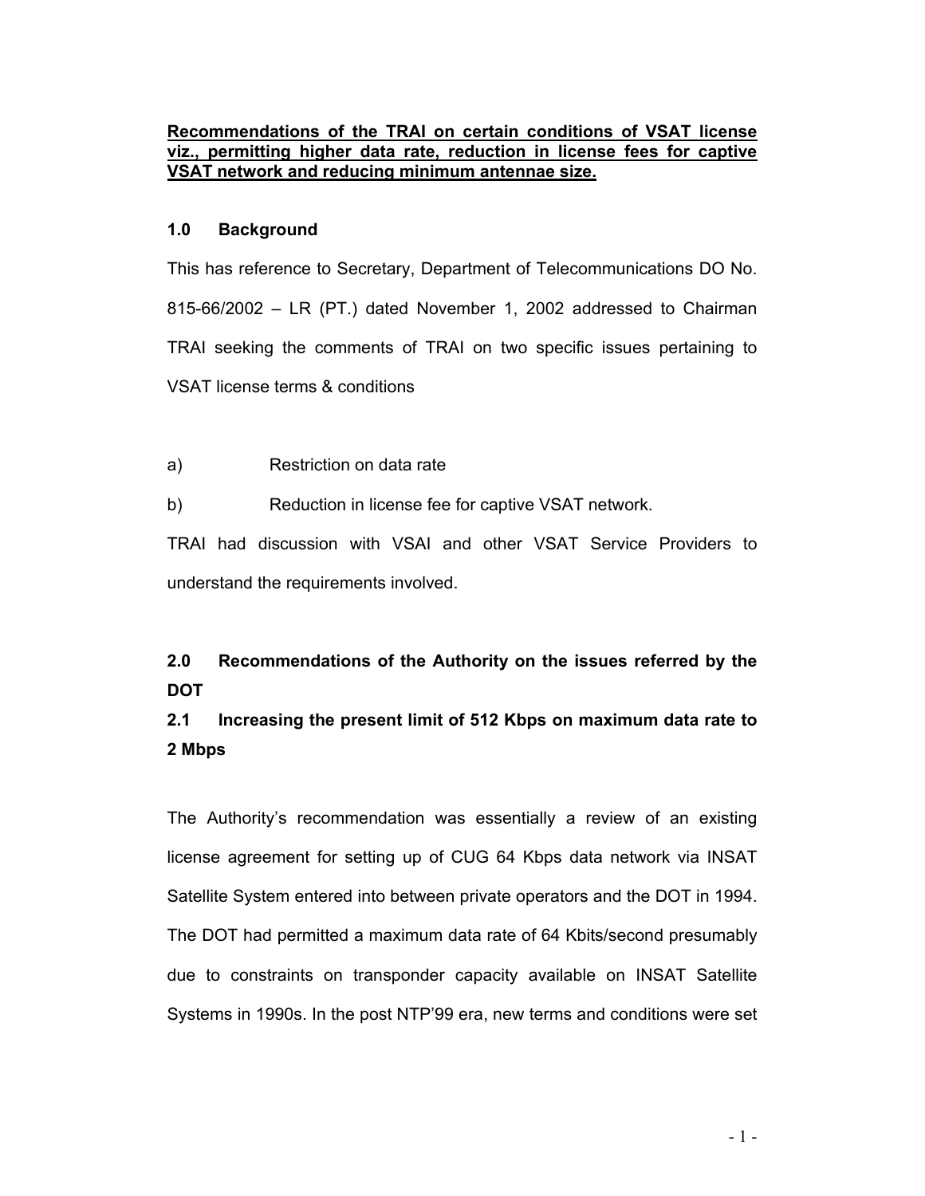# Recommendations of the TRAI on certain conditions of VSAT license viz., permitting higher data rate, reduction in license fees for captive VSAT network and reducing minimum antennae size.

## 1.0 Background

This has reference to Secretary, Department of Telecommunications DO No. 815-66/2002 – LR (PT.) dated November 1, 2002 addressed to Chairman TRAI seeking the comments of TRAI on two specific issues pertaining to VSAT license terms & conditions

a) Restriction on data rate

b) Reduction in license fee for captive VSAT network.

TRAI had discussion with VSAI and other VSAT Service Providers to understand the requirements involved.

## 2.0 Recommendations of the Authority on the issues referred by the DOT

### 2.1 Increasing the present limit of 512 Kbps on maximum data rate to 2 Mbps

The Authority's recommendation was essentially a review of an existing license agreement for setting up of CUG 64 Kbps data network via INSAT Satellite System entered into between private operators and the DOT in 1994. The DOT had permitted a maximum data rate of 64 Kbits/second presumably due to constraints on transponder capacity available on INSAT Satellite Systems in 1990s. In the post NTP'99 era, new terms and conditions were set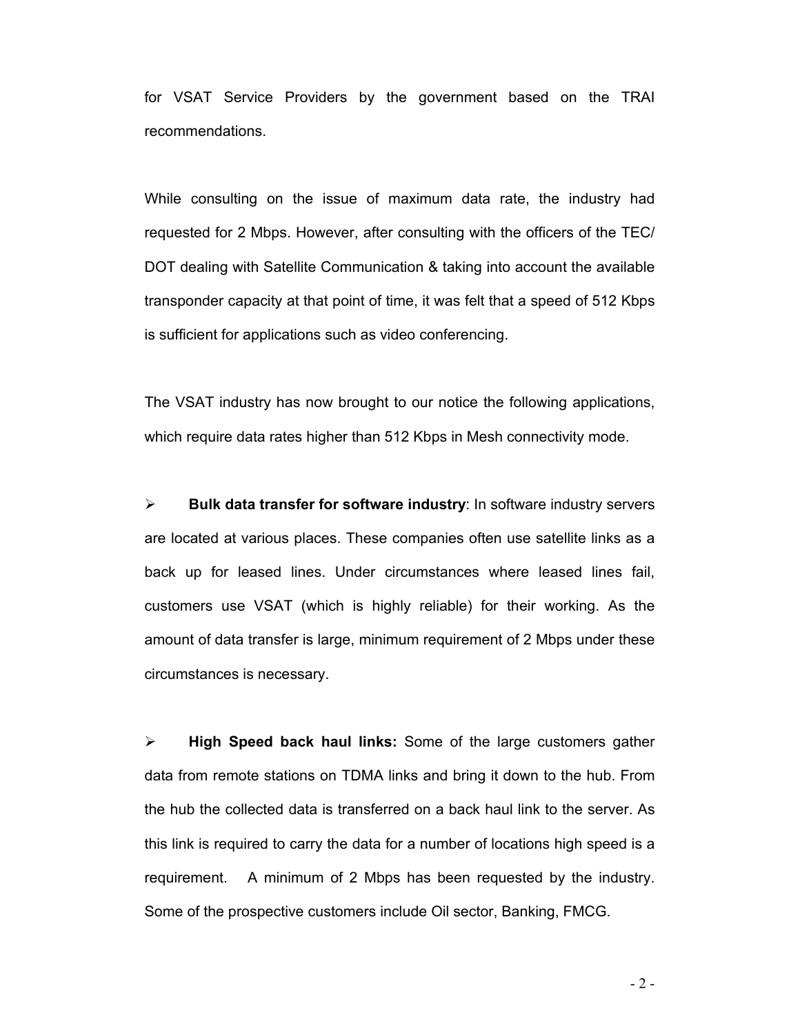for VSAT Service Providers by the government based on the TRAI recommendations.

While consulting on the issue of maximum data rate, the industry had requested for 2 Mbps. However, after consulting with the officers of the TEC/ DOT dealing with Satellite Communication & taking into account the available transponder capacity at that point of time, it was felt that a speed of 512 Kbps is sufficient for applications such as video conferencing.

The VSAT industry has now brought to our notice the following applications, which require data rates higher than 512 Kbps in Mesh connectivity mode.

- **Bulk data transfer for software industry**: In software industry servers are located at various places. These companies often use satellite links as a back up for leased lines. Under circumstances where leased lines fail, customers use VSAT (which is highly reliable) for their working. As the amount of data transfer is large, minimum requirement of 2 Mbps under these circumstances is necessary.

- **High Speed back haul links:** Some of the large customers gather data from remote stations on TDMA links and bring it down to the hub. From the hub the collected data is transferred on a back haul link to the server. As this link is required to carry the data for a number of locations high speed is a requirement. A minimum of 2 Mbps has been requested by the industry. Some of the prospective customers include Oil sector, Banking, FMCG.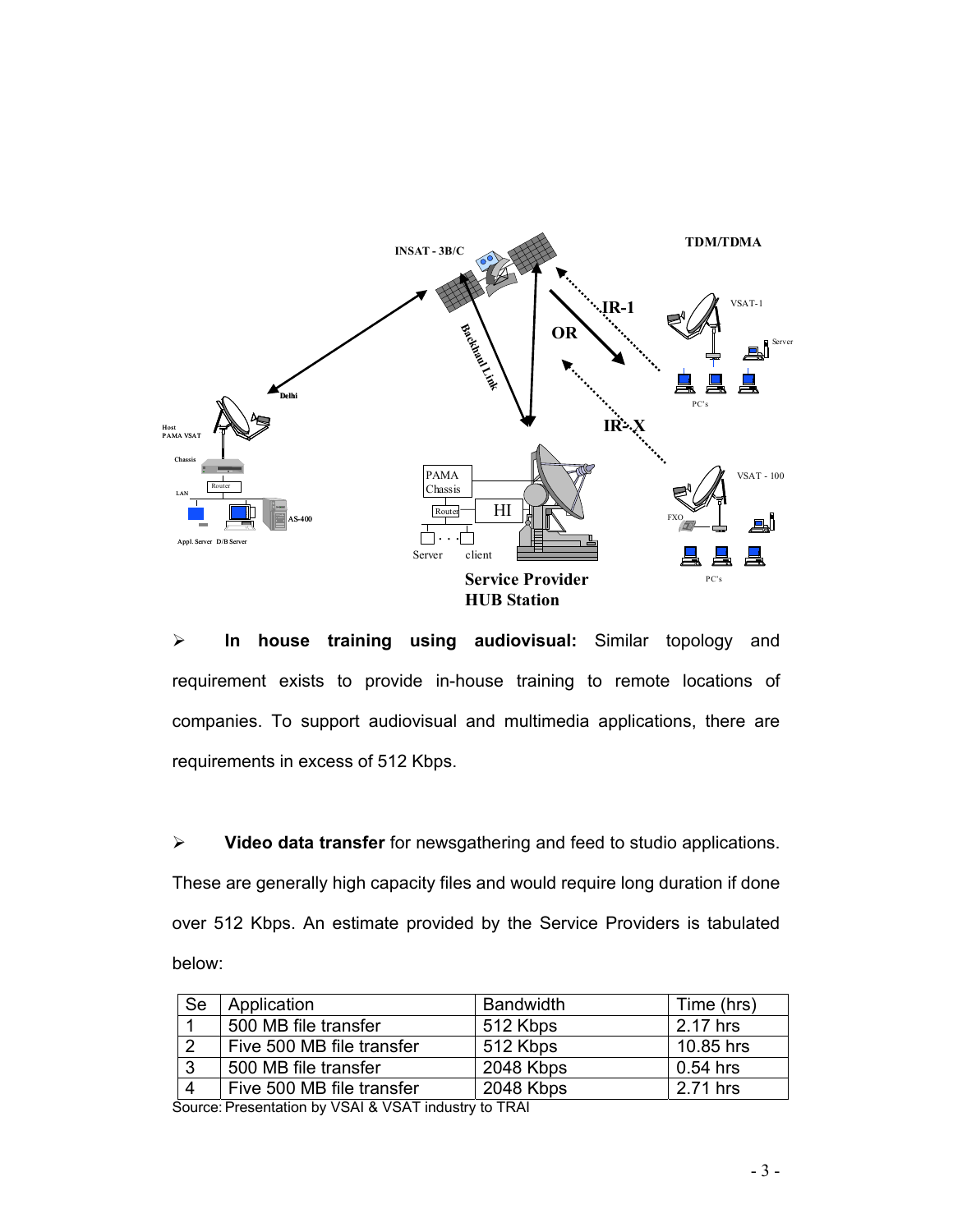- **In house training using audiovisual:** Similar topology and requirement exists to provide in-house training to remote locations of companies. To support audiovisual and multimedia applications, there are requirements in excess of 512 Kbps.

- **Video data transfer** for newsgathering and feed to studio applications. These are generally high capacity files and would require long duration if done over 512 Kbps. An estimate provided by the Service Providers is tabulated below:

| Se | Application | Bandwidth | Time (hrs) |
| --- | --- | --- | --- |
| 1 | 500 MB file transfer | 512 Kbps | 2.17 hrs |
| 2 | Five 500 MB file transfer | 512 Kbps | 10.85 hrs |
| 3 | 500 MB file transfer | 2048 Kbps | 0.54 hrs |
| 4 | Five 500 MB file transfer | 2048 Kbps | 2.71 hrs |

Source: Presentation by VSAI & VSAT industry to TRAI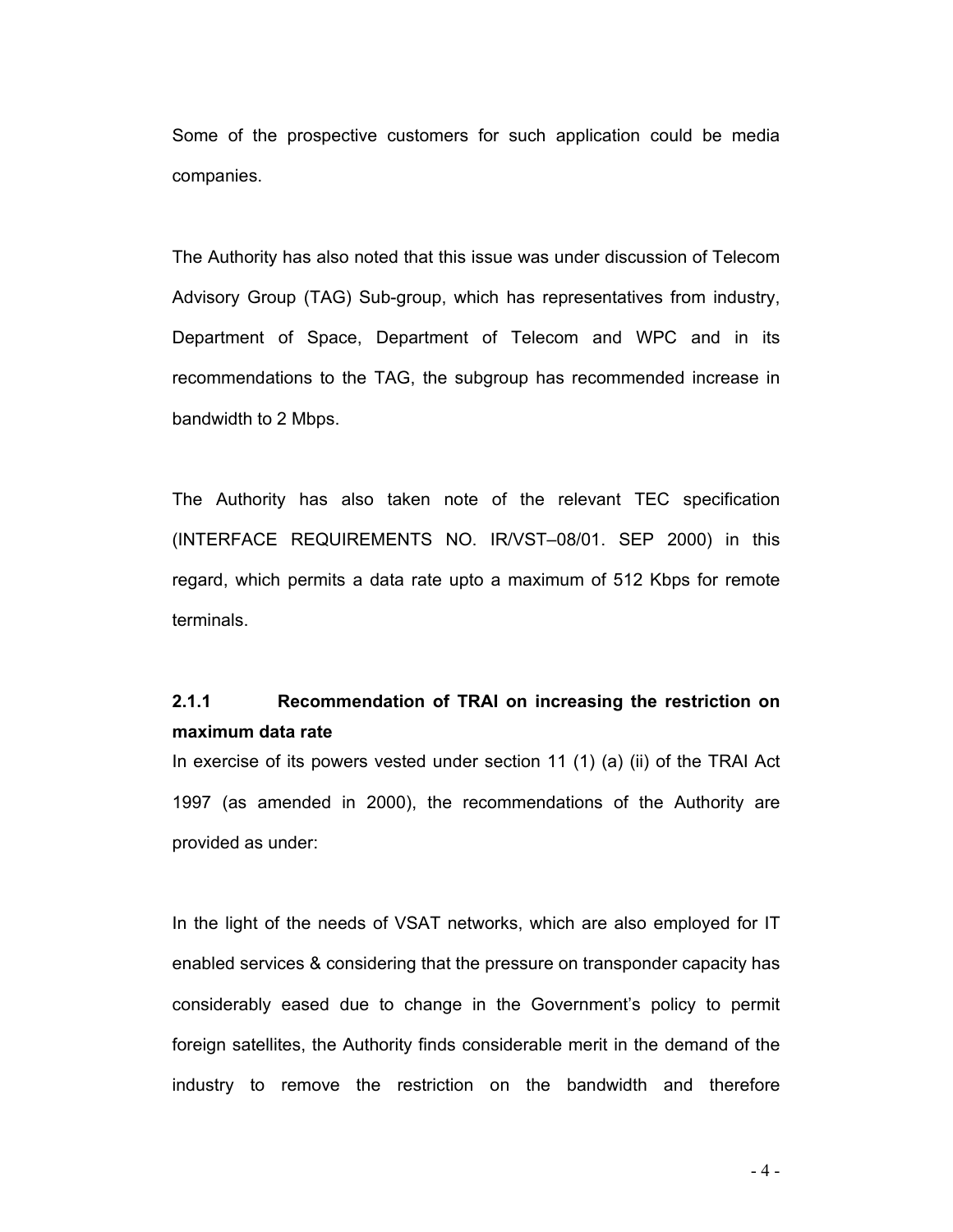Some of the prospective customers for such application could be media companies.

The Authority has also noted that this issue was under discussion of Telecom Advisory Group (TAG) Sub-group, which has representatives from industry, Department of Space, Department of Telecom and WPC and in its recommendations to the TAG, the subgroup has recommended increase in bandwidth to 2 Mbps.

The Authority has also taken note of the relevant TEC specification (INTERFACE REQUIREMENTS NO. IR/VST–08/01. SEP 2000) in this regard, which permits a data rate upto a maximum of 512 Kbps for remote terminals.

### 2.1.1 Recommendation of TRAI on increasing the restriction on maximum data rate

In exercise of its powers vested under section 11 (1) (a) (ii) of the TRAI Act 1997 (as amended in 2000), the recommendations of the Authority are provided as under:

In the light of the needs of VSAT networks, which are also employed for IT enabled services & considering that the pressure on transponder capacity has considerably eased due to change in the Government's policy to permit foreign satellites, the Authority finds considerable merit in the demand of the industry to remove the restriction on the bandwidth and therefore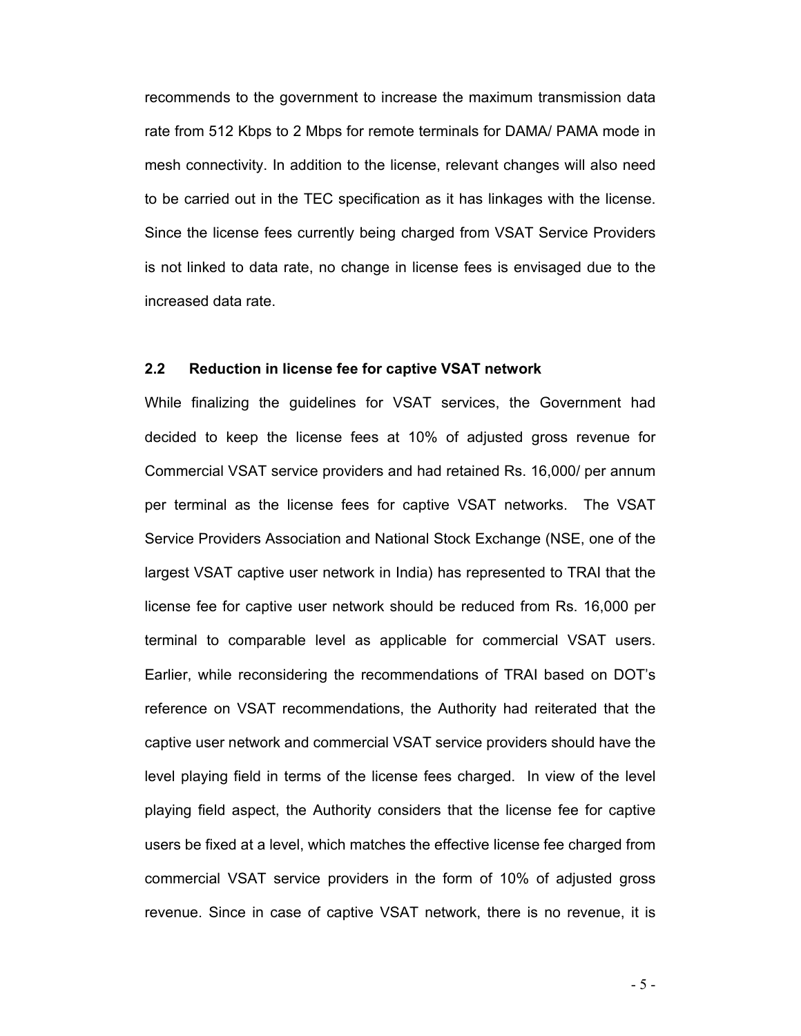recommends to the government to increase the maximum transmission data rate from 512 Kbps to 2 Mbps for remote terminals for DAMA/ PAMA mode in mesh connectivity. In addition to the license, relevant changes will also need to be carried out in the TEC specification as it has linkages with the license. Since the license fees currently being charged from VSAT Service Providers is not linked to data rate, no change in license fees is envisaged due to the increased data rate.

### 2.2 Reduction in license fee for captive VSAT network

While finalizing the guidelines for VSAT services, the Government had decided to keep the license fees at 10% of adjusted gross revenue for Commercial VSAT service providers and had retained Rs. 16,000/ per annum per terminal as the license fees for captive VSAT networks. The VSAT Service Providers Association and National Stock Exchange (NSE, one of the largest VSAT captive user network in India) has represented to TRAI that the license fee for captive user network should be reduced from Rs. 16,000 per terminal to comparable level as applicable for commercial VSAT users. Earlier, while reconsidering the recommendations of TRAI based on DOT's reference on VSAT recommendations, the Authority had reiterated that the captive user network and commercial VSAT service providers should have the level playing field in terms of the license fees charged. In view of the level playing field aspect, the Authority considers that the license fee for captive users be fixed at a level, which matches the effective license fee charged from commercial VSAT service providers in the form of 10% of adjusted gross revenue. Since in case of captive VSAT network, there is no revenue, it is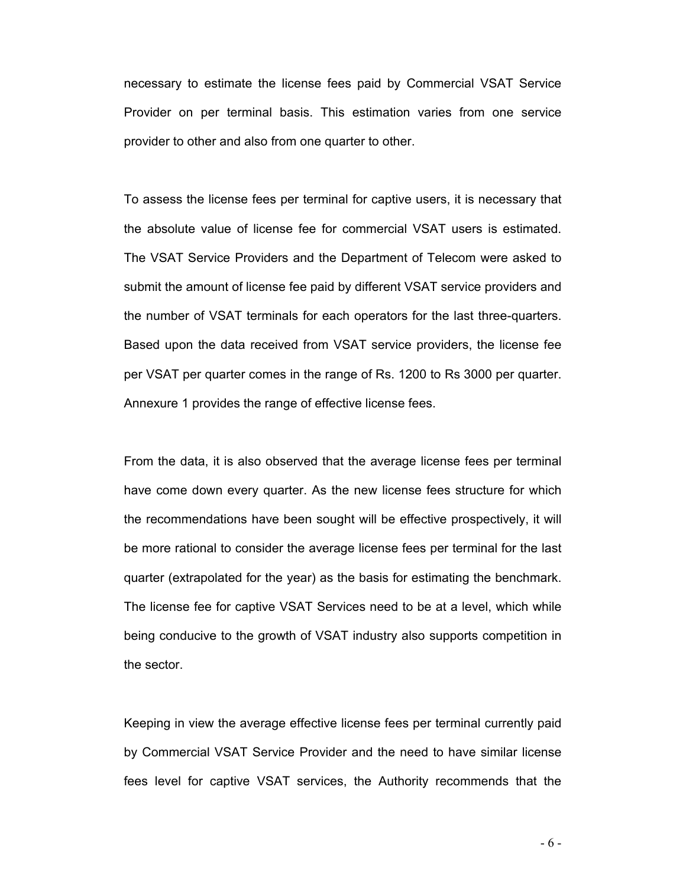necessary to estimate the license fees paid by Commercial VSAT Service Provider on per terminal basis. This estimation varies from one service provider to other and also from one quarter to other.

To assess the license fees per terminal for captive users, it is necessary that the absolute value of license fee for commercial VSAT users is estimated. The VSAT Service Providers and the Department of Telecom were asked to submit the amount of license fee paid by different VSAT service providers and the number of VSAT terminals for each operators for the last three-quarters. Based upon the data received from VSAT service providers, the license fee per VSAT per quarter comes in the range of Rs. 1200 to Rs 3000 per quarter. Annexure 1 provides the range of effective license fees.

From the data, it is also observed that the average license fees per terminal have come down every quarter. As the new license fees structure for which the recommendations have been sought will be effective prospectively, it will be more rational to consider the average license fees per terminal for the last quarter (extrapolated for the year) as the basis for estimating the benchmark. The license fee for captive VSAT Services need to be at a level, which while being conducive to the growth of VSAT industry also supports competition in the sector.

Keeping in view the average effective license fees per terminal currently paid by Commercial VSAT Service Provider and the need to have similar license fees level for captive VSAT services, the Authority recommends that the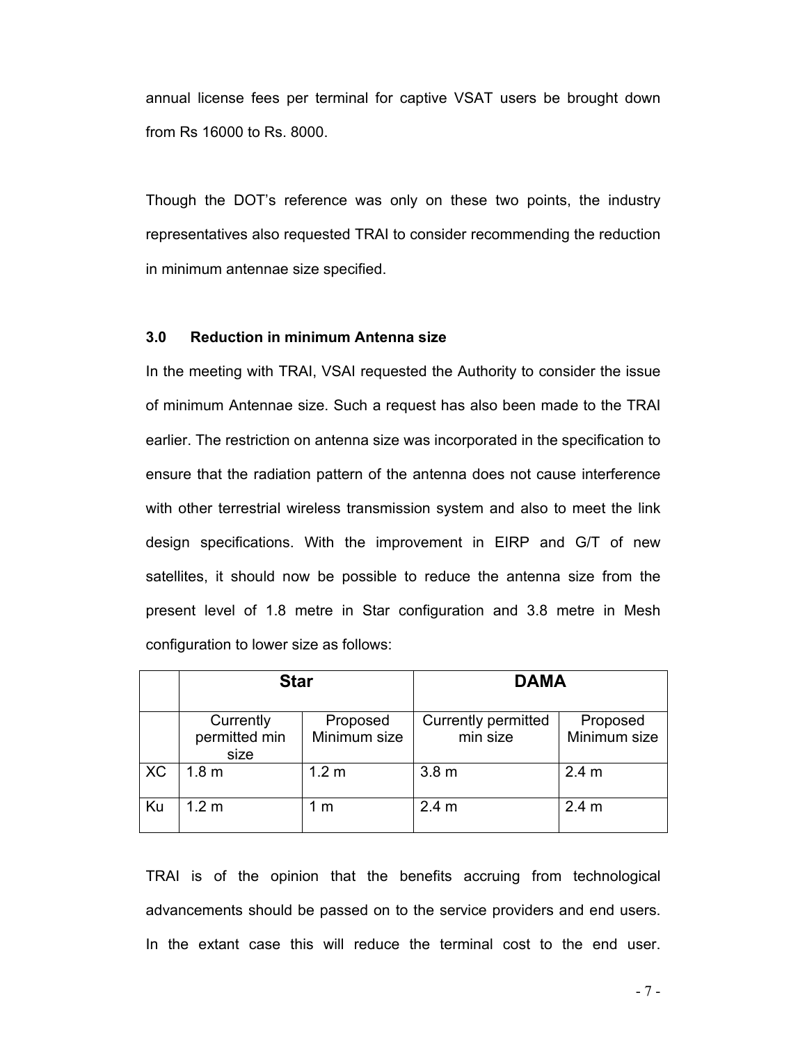annual license fees per terminal for captive VSAT users be brought down from Rs 16000 to Rs. 8000.

Though the DOT's reference was only on these two points, the industry representatives also requested TRAI to consider recommending the reduction in minimum antennae size specified.

### 3.0 Reduction in minimum Antenna size

In the meeting with TRAI, VSAI requested the Authority to consider the issue of minimum Antennae size. Such a request has also been made to the TRAI earlier. The restriction on antenna size was incorporated in the specification to ensure that the radiation pattern of the antenna does not cause interference with other terrestrial wireless transmission system and also to meet the link design specifications. With the improvement in EIRP and G/T of new satellites, it should now be possible to reduce the antenna size from the present level of 1.8 metre in Star configuration and 3.8 metre in Mesh configuration to lower size as follows:

| | **Star** | | **DAMA** | |
|---|---|---|---|---|
| | Currently permitted min size | Proposed Minimum size | Currently permitted min size | Proposed Minimum size |
| XC | 1.8 m | 1.2 m | 3.8 m | 2.4 m |
| Ku | 1.2 m | 1 m | 2.4 m | 2.4 m |

TRAI is of the opinion that the benefits accruing from technological advancements should be passed on to the service providers and end users. In the extant case this will reduce the terminal cost to the end user.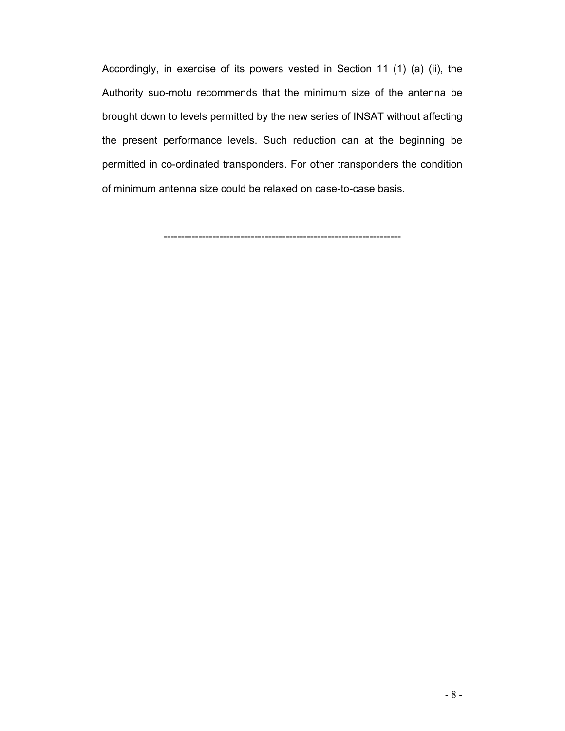Accordingly, in exercise of its powers vested in Section 11 (1) (a) (ii), the Authority suo-motu recommends that the minimum size of the antenna be brought down to levels permitted by the new series of INSAT without affecting the present performance levels. Such reduction can at the beginning be permitted in co-ordinated transponders. For other transponders the condition of minimum antenna size could be relaxed on case-to-case basis.

---------------------------------------------------------------------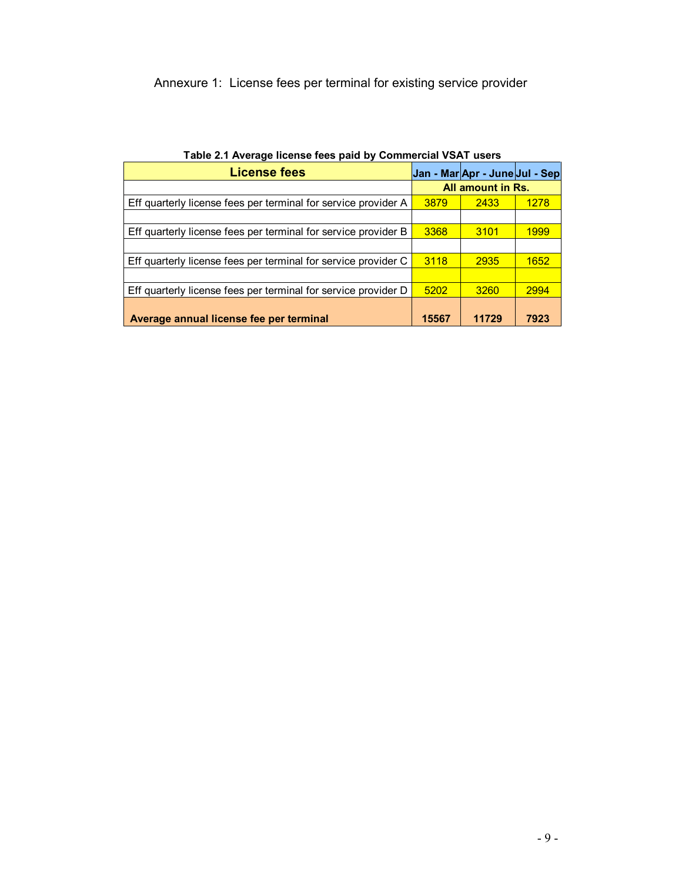Annexure 1: License fees per terminal for existing service provider

**Table 2.1 Average license fees paid by Commercial VSAT users**

| License fees | Jan - Mar | Apr - June | Jul - Sep |
|---|---|---|---|
| | All amount in Rs. | | |
| Eff quarterly license fees per terminal for service provider A | 3879 | 2433 | 1278 |
| | | | |
| Eff quarterly license fees per terminal for service provider B | 3368 | 3101 | 1999 |
| | | | |
| Eff quarterly license fees per terminal for service provider C | 3118 | 2935 | 1652 |
| | | | |
| Eff quarterly license fees per terminal for service provider D | 5202 | 3260 | 2994 |
| **Average annual license fee per terminal** | **15567** | **11729** | **7923** |